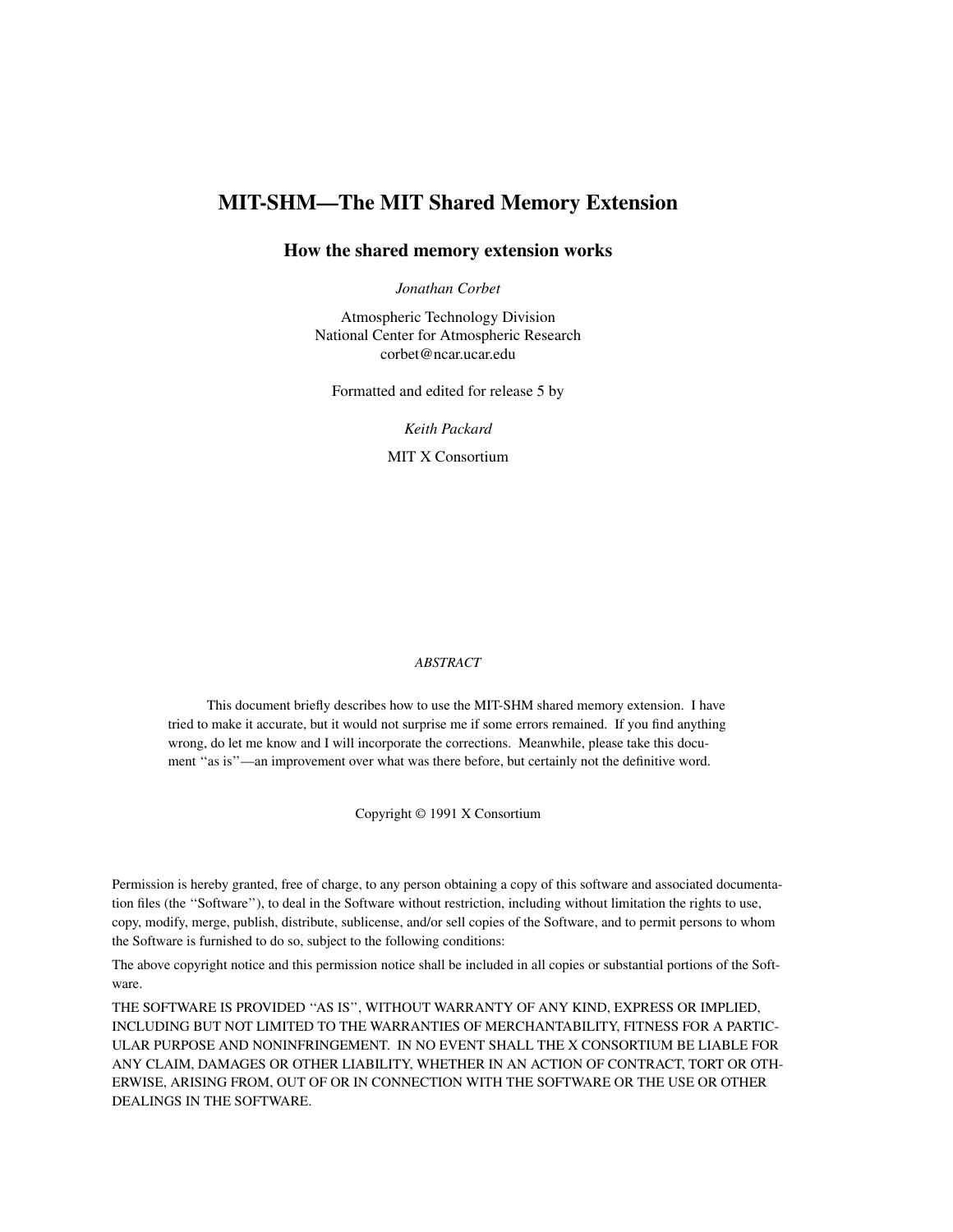# MIT-SHM—The MIT Shared Memory Extension

## How the shared memory extension works

*Jonathan Corbet*

Atmospheric Technology Division
National Center for Atmospheric Research
corbet@ncar.ucar.edu

Formatted and edited for release 5 by

*Keith Packard*

MIT X Consortium

*ABSTRACT*

This document briefly describes how to use the MIT-SHM shared memory extension. I have tried to make it accurate, but it would not surprise me if some errors remained. If you find anything wrong, do let me know and I will incorporate the corrections. Meanwhile, please take this document ''as is''—an improvement over what was there before, but certainly not the definitive word.

Copyright © 1991 X Consortium

Permission is hereby granted, free of charge, to any person obtaining a copy of this software and associated documentation files (the ''Software''), to deal in the Software without restriction, including without limitation the rights to use, copy, modify, merge, publish, distribute, sublicense, and/or sell copies of the Software, and to permit persons to whom the Software is furnished to do so, subject to the following conditions:

The above copyright notice and this permission notice shall be included in all copies or substantial portions of the Software.

THE SOFTWARE IS PROVIDED ''AS IS'', WITHOUT WARRANTY OF ANY KIND, EXPRESS OR IMPLIED, INCLUDING BUT NOT LIMITED TO THE WARRANTIES OF MERCHANTABILITY, FITNESS FOR A PARTICULAR PURPOSE AND NONINFRINGEMENT. IN NO EVENT SHALL THE X CONSORTIUM BE LIABLE FOR ANY CLAIM, DAMAGES OR OTHER LIABILITY, WHETHER IN AN ACTION OF CONTRACT, TORT OR OTHERWISE, ARISING FROM, OUT OF OR IN CONNECTION WITH THE SOFTWARE OR THE USE OR OTHER DEALINGS IN THE SOFTWARE.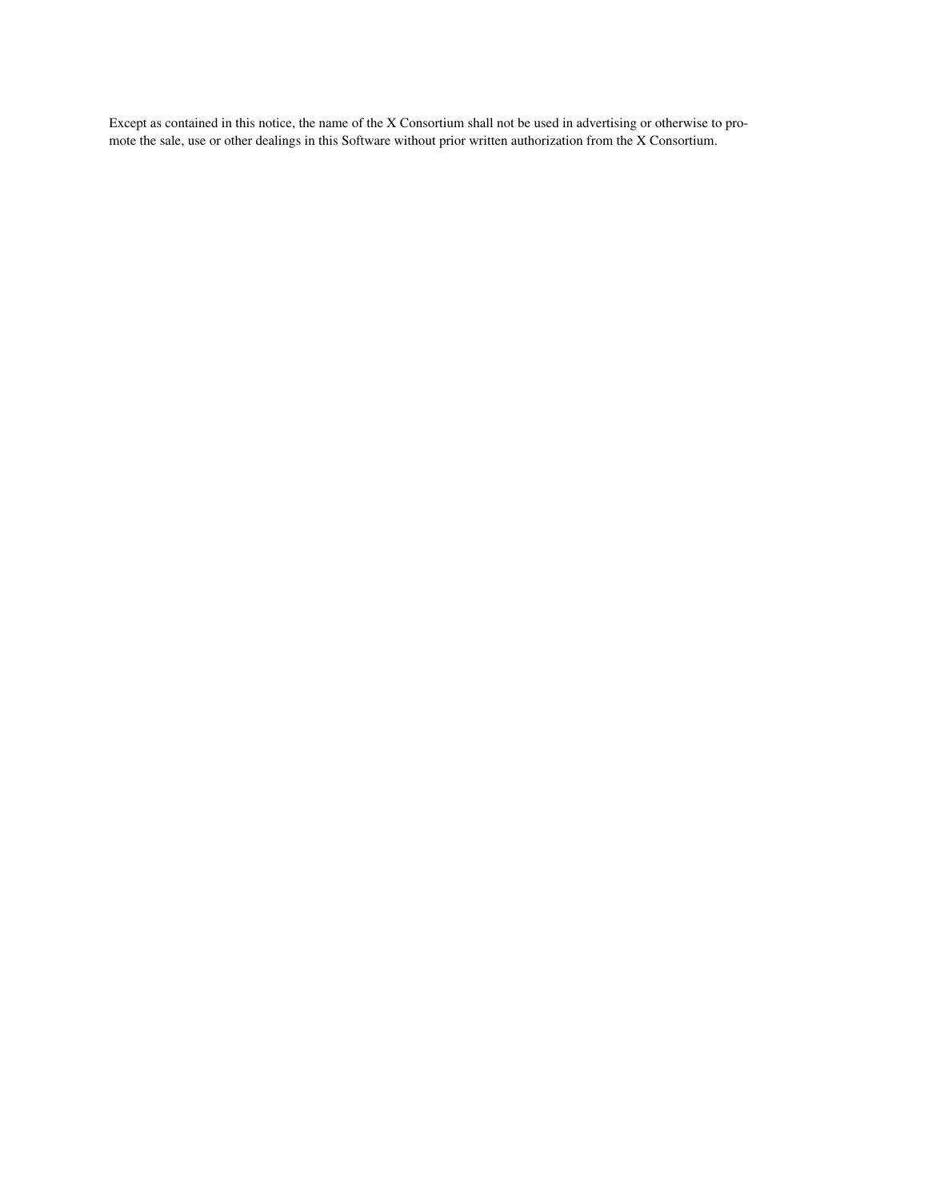Except as contained in this notice, the name of the X Consortium shall not be used in advertising or otherwise to promote the sale, use or other dealings in this Software without prior written authorization from the X Consortium.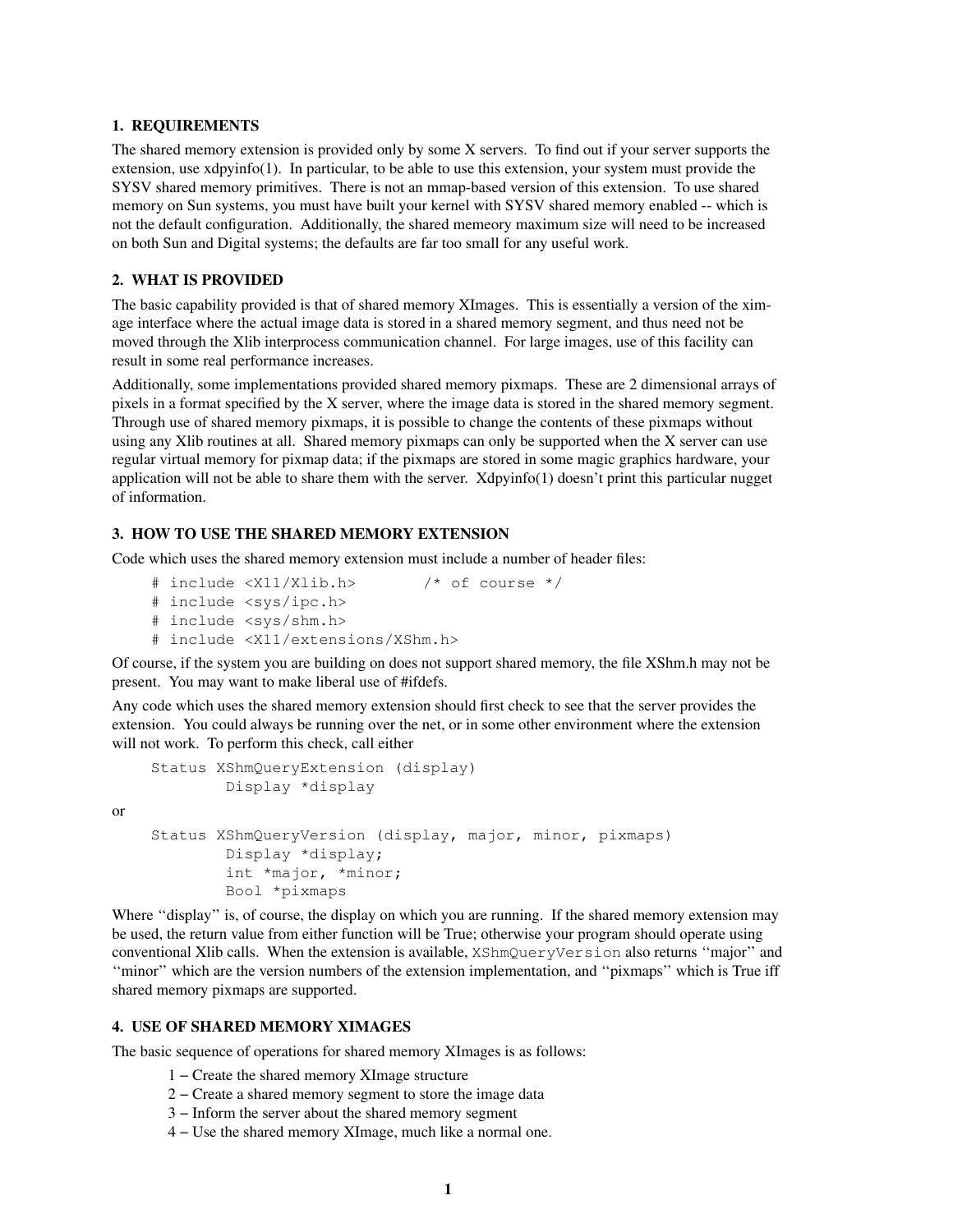## 1. REQUIREMENTS

The shared memory extension is provided only by some X servers. To find out if your server supports the extension, use xdpyinfo(1). In particular, to be able to use this extension, your system must provide the SYSV shared memory primitives. There is not an mmap-based version of this extension. To use shared memory on Sun systems, you must have built your kernel with SYSV shared memory enabled -- which is not the default configuration. Additionally, the shared memeory maximum size will need to be increased on both Sun and Digital systems; the defaults are far too small for any useful work.

## 2. WHAT IS PROVIDED

The basic capability provided is that of shared memory XImages. This is essentially a version of the ximage interface where the actual image data is stored in a shared memory segment, and thus need not be moved through the Xlib interprocess communication channel. For large images, use of this facility can result in some real performance increases.

Additionally, some implementations provided shared memory pixmaps. These are 2 dimensional arrays of pixels in a format specified by the X server, where the image data is stored in the shared memory segment. Through use of shared memory pixmaps, it is possible to change the contents of these pixmaps without using any Xlib routines at all. Shared memory pixmaps can only be supported when the X server can use regular virtual memory for pixmap data; if the pixmaps are stored in some magic graphics hardware, your application will not be able to share them with the server. Xdpyinfo(1) doesn't print this particular nugget of information.

## 3. HOW TO USE THE SHARED MEMORY EXTENSION

Code which uses the shared memory extension must include a number of header files:

```
# include <X11/Xlib.h>        /* of course */
# include <sys/ipc.h>
# include <sys/shm.h>
# include <X11/extensions/XShm.h>
```

Of course, if the system you are building on does not support shared memory, the file XShm.h may not be present. You may want to make liberal use of #ifdefs.

Any code which uses the shared memory extension should first check to see that the server provides the extension. You could always be running over the net, or in some other environment where the extension will not work. To perform this check, call either

```
Status XShmQueryExtension (display)
        Display *display
```

or

```
Status XShmQueryVersion (display, major, minor, pixmaps)
        Display *display;
        int *major, *minor;
        Bool *pixmaps
```

Where ''display'' is, of course, the display on which you are running. If the shared memory extension may be used, the return value from either function will be True; otherwise your program should operate using conventional Xlib calls. When the extension is available, `XShmQueryVersion` also returns ''major'' and ''minor'' which are the version numbers of the extension implementation, and ''pixmaps'' which is True iff shared memory pixmaps are supported.

## 4. USE OF SHARED MEMORY XIMAGES

The basic sequence of operations for shared memory XImages is as follows:

1 – Create the shared memory XImage structure
2 – Create a shared memory segment to store the image data
3 – Inform the server about the shared memory segment
4 – Use the shared memory XImage, much like a normal one.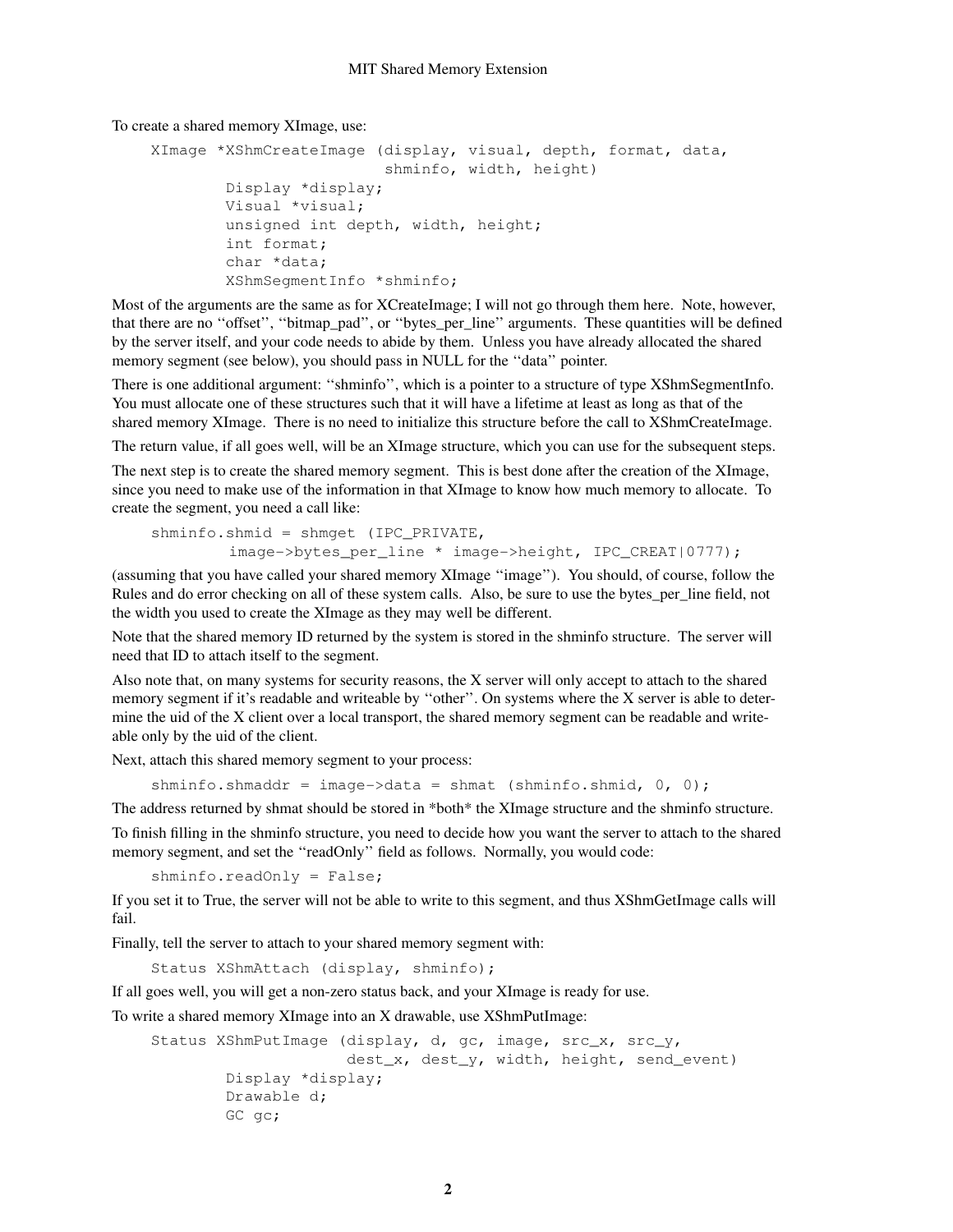To create a shared memory XImage, use:

```
XImage *XShmCreateImage (display, visual, depth, format, data,
                         shminfo, width, height)
        Display *display;
        Visual *visual;
        unsigned int depth, width, height;
        int format;
        char *data;
        XShmSegmentInfo *shminfo;
```

Most of the arguments are the same as for XCreateImage; I will not go through them here. Note, however, that there are no ''offset'', ''bitmap_pad'', or ''bytes_per_line'' arguments. These quantities will be defined by the server itself, and your code needs to abide by them. Unless you have already allocated the shared memory segment (see below), you should pass in NULL for the ''data'' pointer.

There is one additional argument: ''shminfo'', which is a pointer to a structure of type XShmSegmentInfo. You must allocate one of these structures such that it will have a lifetime at least as long as that of the shared memory XImage. There is no need to initialize this structure before the call to XShmCreateImage.

The return value, if all goes well, will be an XImage structure, which you can use for the subsequent steps.

The next step is to create the shared memory segment. This is best done after the creation of the XImage, since you need to make use of the information in that XImage to know how much memory to allocate. To create the segment, you need a call like:

```
shminfo.shmid = shmget (IPC_PRIVATE,
         image->bytes_per_line * image->height, IPC_CREAT|0777);
```

(assuming that you have called your shared memory XImage ''image''). You should, of course, follow the Rules and do error checking on all of these system calls. Also, be sure to use the bytes_per_line field, not the width you used to create the XImage as they may well be different.

Note that the shared memory ID returned by the system is stored in the shminfo structure. The server will need that ID to attach itself to the segment.

Also note that, on many systems for security reasons, the X server will only accept to attach to the shared memory segment if it's readable and writeable by ''other''. On systems where the X server is able to determine the uid of the X client over a local transport, the shared memory segment can be readable and writeable only by the uid of the client.

Next, attach this shared memory segment to your process:

```
shminfo.shmaddr = image->data = shmat (shminfo.shmid, 0, 0);
```

The address returned by shmat should be stored in *both* the XImage structure and the shminfo structure.

To finish filling in the shminfo structure, you need to decide how you want the server to attach to the shared memory segment, and set the ''readOnly'' field as follows. Normally, you would code:

```
shminfo.readOnly = False;
```

If you set it to True, the server will not be able to write to this segment, and thus XShmGetImage calls will fail.

Finally, tell the server to attach to your shared memory segment with:

```
Status XShmAttach (display, shminfo);
```

If all goes well, you will get a non-zero status back, and your XImage is ready for use.

To write a shared memory XImage into an X drawable, use XShmPutImage:

```
Status XShmPutImage (display, d, gc, image, src_x, src_y,
                     dest_x, dest_y, width, height, send_event)
        Display *display;
        Drawable d;
        GC gc;
```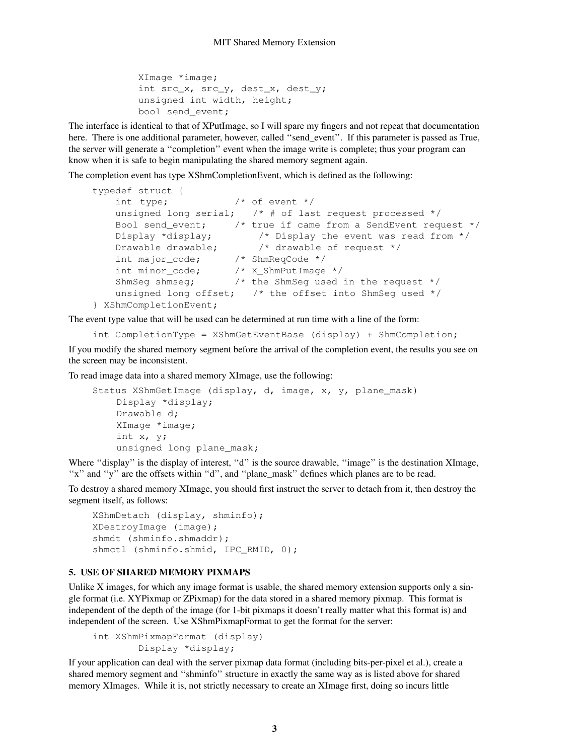```
        XImage *image;
        int src_x, src_y, dest_x, dest_y;
        unsigned int width, height;
        bool send_event;
```

The interface is identical to that of XPutImage, so I will spare my fingers and not repeat that documentation here. There is one additional parameter, however, called ''send_event''. If this parameter is passed as True, the server will generate a ''completion'' event when the image write is complete; thus your program can know when it is safe to begin manipulating the shared memory segment again.

The completion event has type XShmCompletionEvent, which is defined as the following:

```
typedef struct {
    int type;             /* of event */
    unsigned long serial;   /* # of last request processed */
    Bool send_event;      /* true if came from a SendEvent request */
    Display *display;         /* Display the event was read from */
    Drawable drawable;        /* drawable of request */
    int major_code;       /* ShmReqCode */
    int minor_code;       /* X_ShmPutImage */
    ShmSeg shmseg;        /* the ShmSeg used in the request */
    unsigned long offset;   /* the offset into ShmSeg used */
} XShmCompletionEvent;
```

The event type value that will be used can be determined at run time with a line of the form:

```
int CompletionType = XShmGetEventBase (display) + ShmCompletion;
```

If you modify the shared memory segment before the arrival of the completion event, the results you see on the screen may be inconsistent.

To read image data into a shared memory XImage, use the following:

```
Status XShmGetImage (display, d, image, x, y, plane_mask)
     Display *display;
     Drawable d;
     XImage *image;
     int x, y;
     unsigned long plane_mask;
```

Where ''display'' is the display of interest, ''d'' is the source drawable, ''image'' is the destination XImage, ''x'' and ''y'' are the offsets within ''d'', and ''plane_mask'' defines which planes are to be read.

To destroy a shared memory XImage, you should first instruct the server to detach from it, then destroy the segment itself, as follows:

```
XShmDetach (display, shminfo);
XDestroyImage (image);
shmdt (shminfo.shmaddr);
shmctl (shminfo.shmid, IPC_RMID, 0);
```

## 5. USE OF SHARED MEMORY PIXMAPS

Unlike X images, for which any image format is usable, the shared memory extension supports only a single format (i.e. XYPixmap or ZPixmap) for the data stored in a shared memory pixmap. This format is independent of the depth of the image (for 1-bit pixmaps it doesn't really matter what this format is) and independent of the screen. Use XShmPixmapFormat to get the format for the server:

```
int XShmPixmapFormat (display)
        Display *display;
```

If your application can deal with the server pixmap data format (including bits-per-pixel et al.), create a shared memory segment and ''shminfo'' structure in exactly the same way as is listed above for shared memory XImages. While it is, not strictly necessary to create an XImage first, doing so incurs little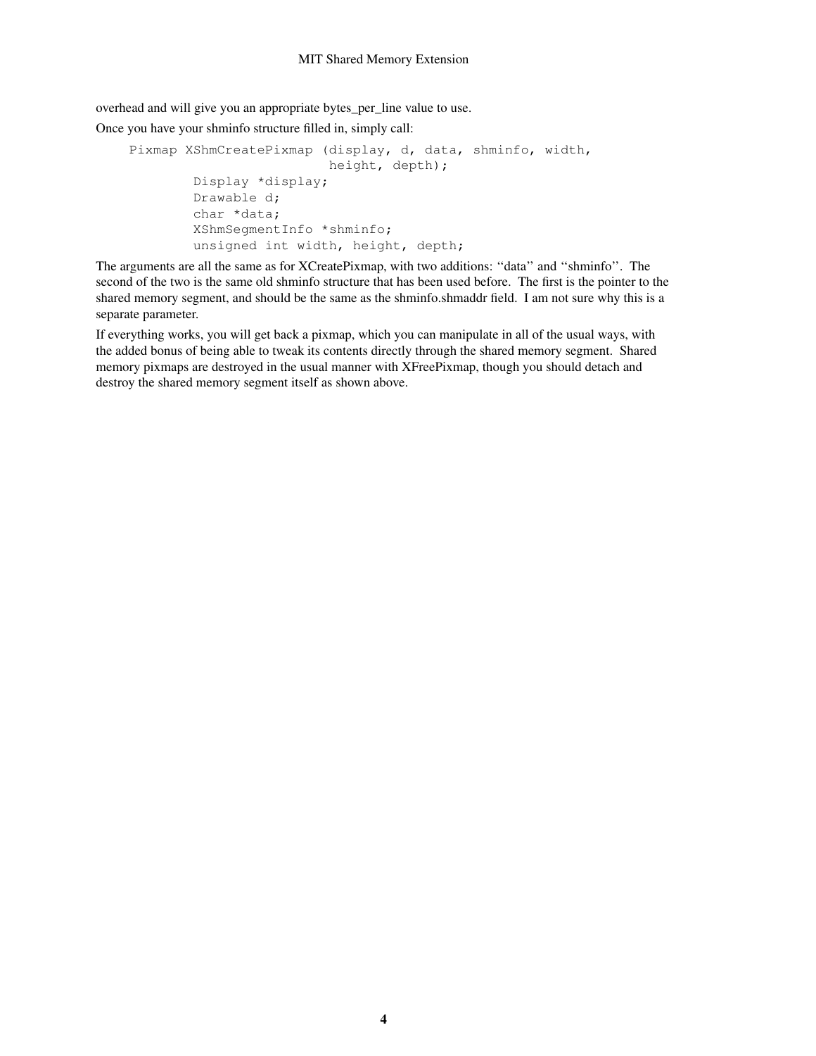overhead and will give you an appropriate bytes_per_line value to use.

Once you have your shminfo structure filled in, simply call:

```
Pixmap XShmCreatePixmap (display, d, data, shminfo, width,
                         height, depth);
        Display *display;
        Drawable d;
        char *data;
        XShmSegmentInfo *shminfo;
        unsigned int width, height, depth;
```

The arguments are all the same as for XCreatePixmap, with two additions: ‘‘data’’ and ‘‘shminfo’’. The second of the two is the same old shminfo structure that has been used before. The first is the pointer to the shared memory segment, and should be the same as the shminfo.shmaddr field. I am not sure why this is a separate parameter.

If everything works, you will get back a pixmap, which you can manipulate in all of the usual ways, with the added bonus of being able to tweak its contents directly through the shared memory segment. Shared memory pixmaps are destroyed in the usual manner with XFreePixmap, though you should detach and destroy the shared memory segment itself as shown above.